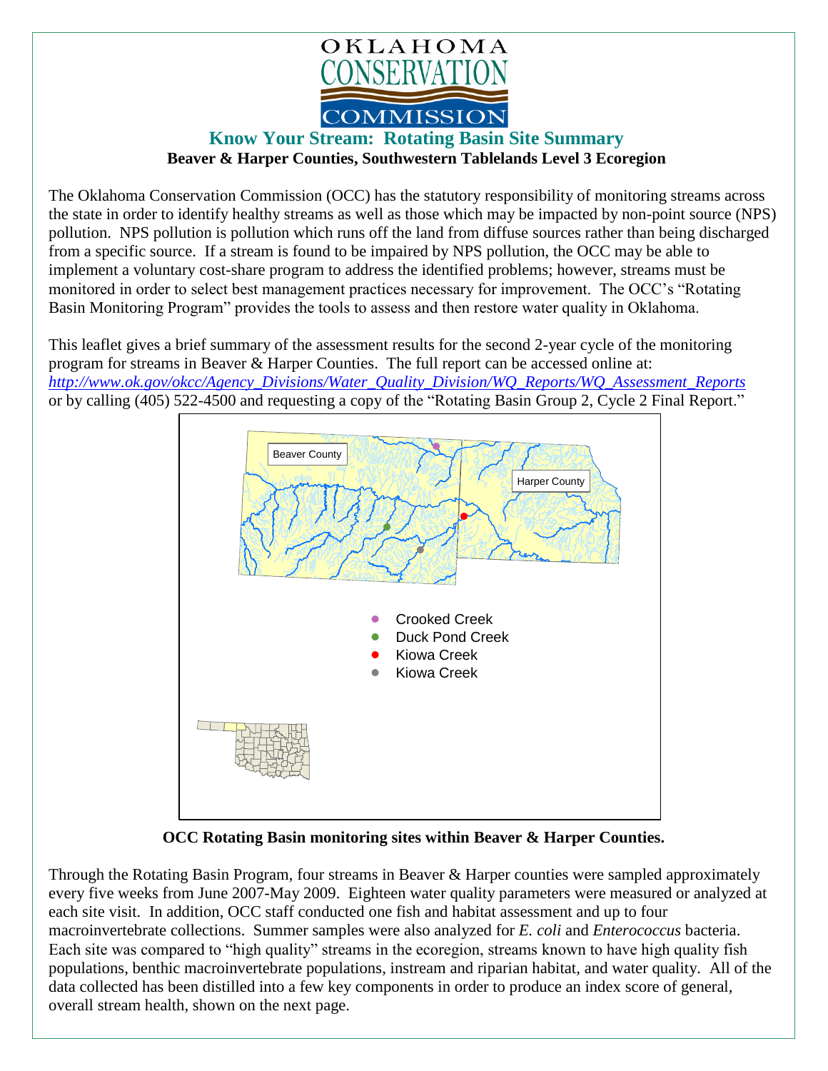OKLAHOMA CONSERVATION COMMISSION

## Know Your Stream: Rotating Basin Site Summary

**Beaver & Harper Counties, Southwestern Tablelands Level 3 Ecoregion**

The Oklahoma Conservation Commission (OCC) has the statutory responsibility of monitoring streams across the state in order to identify healthy streams as well as those which may be impacted by non-point source (NPS) pollution. NPS pollution is pollution which runs off the land from diffuse sources rather than being discharged from a specific source. If a stream is found to be impaired by NPS pollution, the OCC may be able to implement a voluntary cost-share program to address the identified problems; however, streams must be monitored in order to select best management practices necessary for improvement. The OCC's "Rotating Basin Monitoring Program" provides the tools to assess and then restore water quality in Oklahoma.

This leaflet gives a brief summary of the assessment results for the second 2-year cycle of the monitoring program for streams in Beaver & Harper Counties. The full report can be accessed online at: *http://www.ok.gov/okcc/Agency_Divisions/Water_Quality_Division/WQ_Reports/WQ_Assessment_Reports* or by calling (405) 522-4500 and requesting a copy of the "Rotating Basin Group 2, Cycle 2 Final Report."

Beaver County
Harper County

- Crooked Creek
- Duck Pond Creek
- Kiowa Creek
- Kiowa Creek

**OCC Rotating Basin monitoring sites within Beaver & Harper Counties.**

Through the Rotating Basin Program, four streams in Beaver & Harper counties were sampled approximately every five weeks from June 2007-May 2009. Eighteen water quality parameters were measured or analyzed at each site visit. In addition, OCC staff conducted one fish and habitat assessment and up to four macroinvertebrate collections. Summer samples were also analyzed for *E. coli* and *Enterococcus* bacteria. Each site was compared to "high quality" streams in the ecoregion, streams known to have high quality fish populations, benthic macroinvertebrate populations, instream and riparian habitat, and water quality. All of the data collected has been distilled into a few key components in order to produce an index score of general, overall stream health, shown on the next page.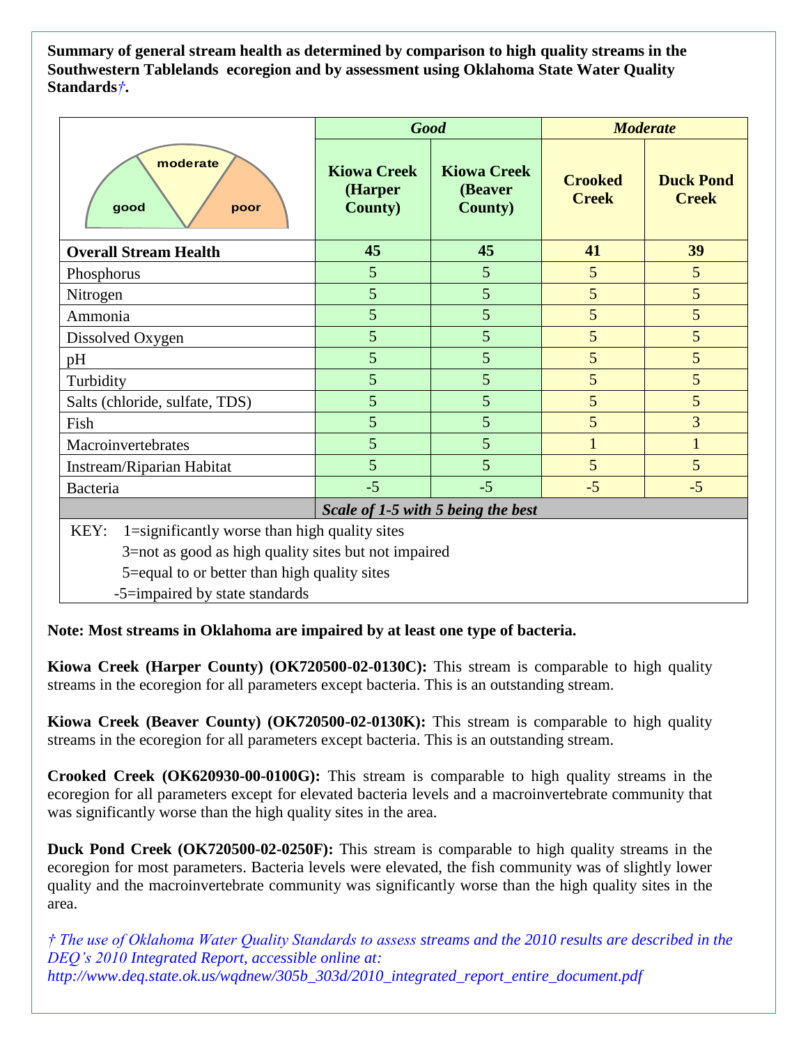**Summary of general stream health as determined by comparison to high quality streams in the Southwestern Tablelands ecoregion and by assessment using Oklahoma State Water Quality Standards†.**

| | *Good* | | *Moderate* | |
|---|---|---|---|---|
| good / moderate / poor | **Kiowa Creek (Harper County)** | **Kiowa Creek (Beaver County)** | **Crooked Creek** | **Duck Pond Creek** |
| **Overall Stream Health** | **45** | **45** | **41** | **39** |
| Phosphorus | 5 | 5 | 5 | 5 |
| Nitrogen | 5 | 5 | 5 | 5 |
| Ammonia | 5 | 5 | 5 | 5 |
| Dissolved Oxygen | 5 | 5 | 5 | 5 |
| pH | 5 | 5 | 5 | 5 |
| Turbidity | 5 | 5 | 5 | 5 |
| Salts (chloride, sulfate, TDS) | 5 | 5 | 5 | 5 |
| Fish | 5 | 5 | 5 | 3 |
| Macroinvertebrates | 5 | 5 | 1 | 1 |
| Instream/Riparian Habitat | 5 | 5 | 5 | 5 |
| Bacteria | -5 | -5 | -5 | -5 |
| | ***Scale of 1-5 with 5 being the best*** | | | |

KEY:
- 1=significantly worse than high quality sites
- 3=not as good as high quality sites but not impaired
- 5=equal to or better than high quality sites
- -5=impaired by state standards

**Note: Most streams in Oklahoma are impaired by at least one type of bacteria.**

**Kiowa Creek (Harper County) (OK720500-02-0130C):** This stream is comparable to high quality streams in the ecoregion for all parameters except bacteria. This is an outstanding stream.

**Kiowa Creek (Beaver County) (OK720500-02-0130K):** This stream is comparable to high quality streams in the ecoregion for all parameters except bacteria. This is an outstanding stream.

**Crooked Creek (OK620930-00-0100G):** This stream is comparable to high quality streams in the ecoregion for all parameters except for elevated bacteria levels and a macroinvertebrate community that was significantly worse than the high quality sites in the area.

**Duck Pond Creek (OK720500-02-0250F):** This stream is comparable to high quality streams in the ecoregion for most parameters. Bacteria levels were elevated, the fish community was of slightly lower quality and the macroinvertebrate community was significantly worse than the high quality sites in the area.

*† The use of Oklahoma Water Quality Standards to assess streams and the 2010 results are described in the DEQ's 2010 Integrated Report, accessible online at: http://www.deq.state.ok.us/wqdnew/305b_303d/2010_integrated_report_entire_document.pdf*